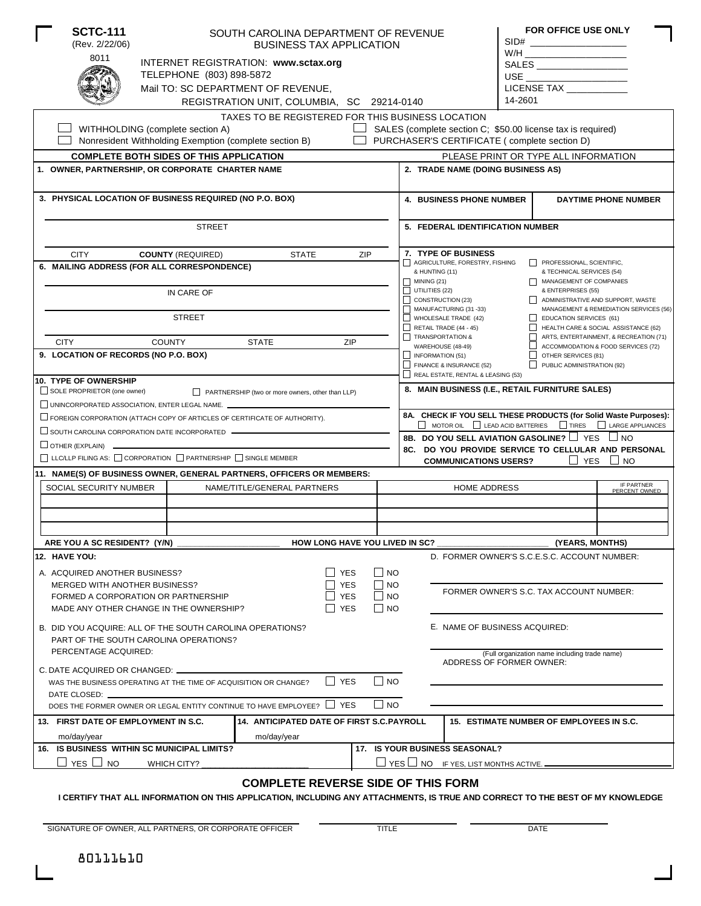**SCTC-111**
(Rev. 2/22/06)
8011

# SOUTH CAROLINA DEPARTMENT OF REVENUE
## BUSINESS TAX APPLICATION

INTERNET REGISTRATION: **www.sctax.org**
TELEPHONE (803) 898-5872
Mail TO: SC DEPARTMENT OF REVENUE,
REGISTRATION UNIT, COLUMBIA, SC 29214-0140

**FOR OFFICE USE ONLY**
SID# ___________________
W/H ___________________
SALES ___________________
USE ___________________
LICENSE TAX ___________
14-2601

TAXES TO BE REGISTERED FOR THIS BUSINESS LOCATION

☐ WITHHOLDING (complete section A)
☐ Nonresident Withholding Exemption (complete section B)
☐ SALES (complete section C; $50.00 license tax is required)
☐ PURCHASER'S CERTIFICATE ( complete section D)

**COMPLETE BOTH SIDES OF THIS APPLICATION** — PLEASE PRINT OR TYPE ALL INFORMATION

**1. OWNER, PARTNERSHIP, OR CORPORATE CHARTER NAME**

**2. TRADE NAME (DOING BUSINESS AS)**

**3. PHYSICAL LOCATION OF BUSINESS REQUIRED (NO P.O. BOX)**

STREET

CITY | **COUNTY** (REQUIRED) | STATE | ZIP

**4. BUSINESS PHONE NUMBER** | **DAYTIME PHONE NUMBER**

**5. FEDERAL IDENTIFICATION NUMBER**

**6. MAILING ADDRESS (FOR ALL CORRESPONDENCE)**

IN CARE OF

STREET

CITY | COUNTY | STATE | ZIP

**7. TYPE OF BUSINESS**
- ☐ AGRICULTURE, FORESTRY, FISHING & HUNTING (11)
- ☐ MINING (21)
- ☐ UTILITIES (22)
- ☐ CONSTRUCTION (23)
- ☐ MANUFACTURING (31 -33)
- ☐ WHOLESALE TRADE (42)
- ☐ RETAIL TRADE (44 - 45)
- ☐ TRANSPORTATION & WAREHOUSE (48-49)
- ☐ INFORMATION (51)
- ☐ FINANCE & INSURANCE (52)
- ☐ REAL ESTATE, RENTAL & LEASING (53)
- ☐ PROFESSIONAL, SCIENTIFIC, & TECHNICAL SERVICES (54)
- ☐ MANAGEMENT OF COMPANIES & ENTERPRISES (55)
- ☐ ADMINISTRATIVE AND SUPPORT, WASTE MANAGEMENT & REMEDIATION SERVICES (56)
- ☐ EDUCATION SERVICES (61)
- ☐ HEALTH CARE & SOCIAL ASSISTANCE (62)
- ☐ ARTS, ENTERTAINMENT, & RECREATION (71)
- ☐ ACCOMMODATION & FOOD SERVICES (72)
- ☐ OTHER SERVICES (81)
- ☐ PUBLIC ADMINISTRATION (92)

**9. LOCATION OF RECORDS (NO P.O. BOX)**

**10. TYPE OF OWNERSHIP**
- ☐ SOLE PROPRIETOR (one owner)
- ☐ PARTNERSHIP (two or more owners, other than LLP)
- ☐ UNINCORPORATED ASSOCIATION, ENTER LEGAL NAME. ______________
- ☐ FOREIGN CORPORATION (ATTACH COPY OF ARTICLES OF CERTIFICATE OF AUTHORITY).
- ☐ SOUTH CAROLINA CORPORATION DATE INCORPORATED ______________
- ☐ OTHER (EXPLAIN) ______________
- ☐ LLC/LLP FILING AS: ☐ CORPORATION ☐ PARTNERSHIP ☐ SINGLE MEMBER

**8. MAIN BUSINESS (I.E., RETAIL FURNITURE SALES)**

**8A. CHECK IF YOU SELL THESE PRODUCTS (for Solid Waste Purposes):**
☐ MOTOR OIL ☐ LEAD ACID BATTERIES ☐ TIRES ☐ LARGE APPLIANCES

**8B. DO YOU SELL AVIATION GASOLINE?** ☐ YES ☐ NO

**8C. DO YOU PROVIDE SERVICE TO CELLULAR AND PERSONAL COMMUNICATIONS USERS?** ☐ YES ☐ NO

**11. NAME(S) OF BUSINESS OWNER, GENERAL PARTNERS, OFFICERS OR MEMBERS:**

| SOCIAL SECURITY NUMBER | NAME/TITLE/GENERAL PARTNERS | HOME ADDRESS | IF PARTNER PERCENT OWNED |
|---|---|---|---|
| | | | |
| | | | |
| | | | |

**ARE YOU A SC RESIDENT? (Y/N)** ______________ **HOW LONG HAVE YOU LIVED IN SC?** ______________ **(YEARS, MONTHS)**

**12. HAVE YOU:**

A. ACQUIRED ANOTHER BUSINESS? ☐ YES ☐ NO
MERGED WITH ANOTHER BUSINESS? ☐ YES ☐ NO
FORMED A CORPORATION OR PARTNERSHIP ☐ YES ☐ NO
MADE ANY OTHER CHANGE IN THE OWNERSHIP? ☐ YES ☐ NO

B. DID YOU ACQUIRE: ALL OF THE SOUTH CAROLINA OPERATIONS?
PART OF THE SOUTH CAROLINA OPERATIONS?
PERCENTAGE ACQUIRED:

C. DATE ACQUIRED OR CHANGED: ______________
WAS THE BUSINESS OPERATING AT THE TIME OF ACQUISITION OR CHANGE? ☐ YES ☐ NO
DATE CLOSED: ______________
DOES THE FORMER OWNER OR LEGAL ENTITY CONTINUE TO HAVE EMPLOYEE? ☐ YES ☐ NO

D. FORMER OWNER'S S.C.E.S.C. ACCOUNT NUMBER: ______________

FORMER OWNER'S S.C. TAX ACCOUNT NUMBER: ______________

E. NAME OF BUSINESS ACQUIRED: ______________
(Full organization name including trade name)
ADDRESS OF FORMER OWNER: ______________

**13. FIRST DATE OF EMPLOYMENT IN S.C.** mo/day/year

**14. ANTICIPATED DATE OF FIRST S.C.PAYROLL** mo/day/year

**15. ESTIMATE NUMBER OF EMPLOYEES IN S.C.**

**16. IS BUSINESS WITHIN SC MUNICIPAL LIMITS?** ☐ YES ☐ NO WHICH CITY? ______________

**17. IS YOUR BUSINESS SEASONAL?** ☐ YES ☐ NO IF YES, LIST MONTHS ACTIVE. ______________

## COMPLETE REVERSE SIDE OF THIS FORM

**I CERTIFY THAT ALL INFORMATION ON THIS APPLICATION, INCLUDING ANY ATTACHMENTS, IS TRUE AND CORRECT TO THE BEST OF MY KNOWLEDGE**

______________________________ SIGNATURE OF OWNER, ALL PARTNERS, OR CORPORATE OFFICER ______________ TITLE ______________ DATE

80111610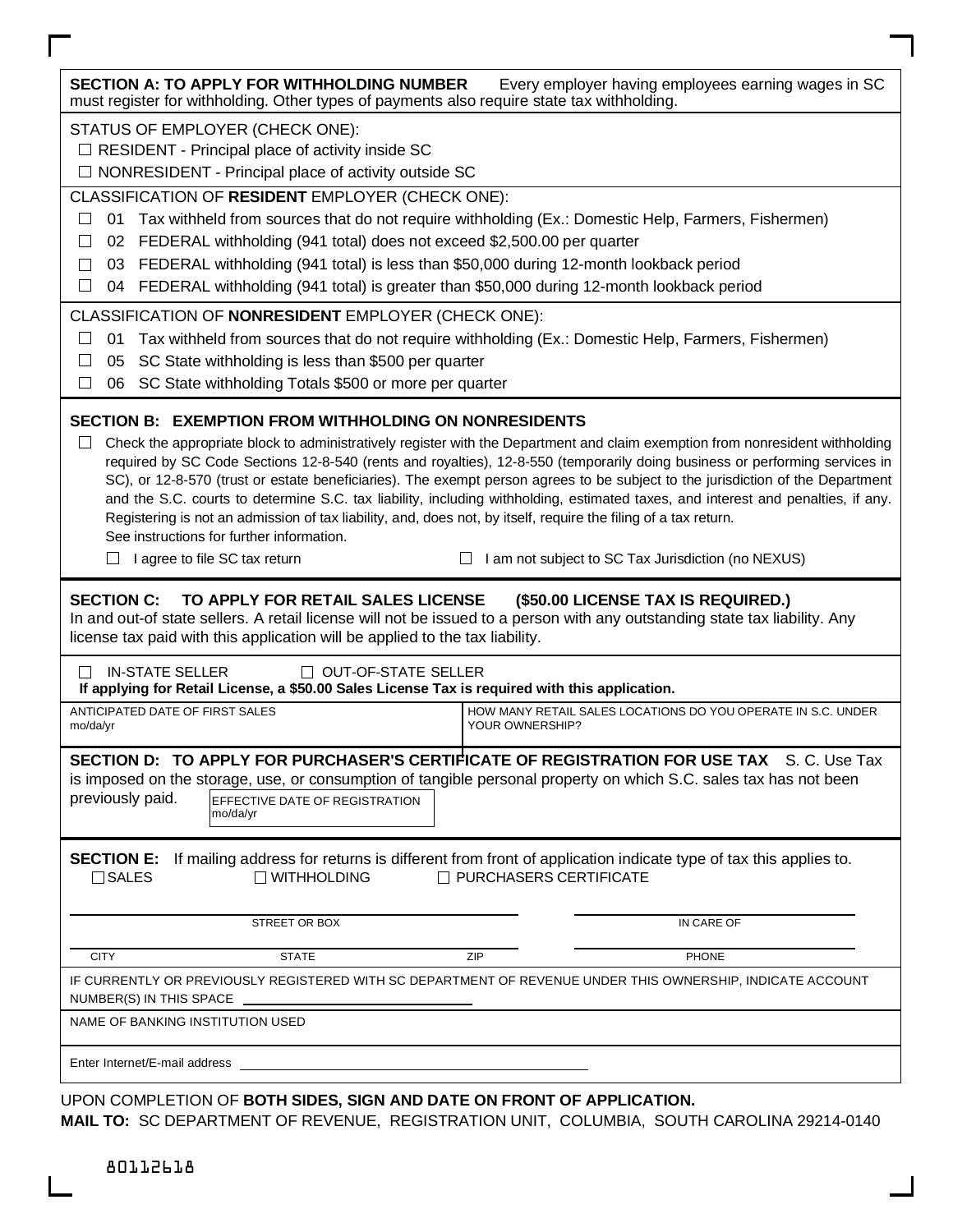**SECTION A: TO APPLY FOR WITHHOLDING NUMBER** Every employer having employees earning wages in SC must register for withholding. Other types of payments also require state tax withholding.

STATUS OF EMPLOYER (CHECK ONE):

☐ RESIDENT - Principal place of activity inside SC

☐ NONRESIDENT - Principal place of activity outside SC

CLASSIFICATION OF **RESIDENT** EMPLOYER (CHECK ONE):

☐ 01 Tax withheld from sources that do not require withholding (Ex.: Domestic Help, Farmers, Fishermen)

☐ 02 FEDERAL withholding (941 total) does not exceed $2,500.00 per quarter

☐ 03 FEDERAL withholding (941 total) is less than $50,000 during 12-month lookback period

☐ 04 FEDERAL withholding (941 total) is greater than $50,000 during 12-month lookback period

CLASSIFICATION OF **NONRESIDENT** EMPLOYER (CHECK ONE):

☐ 01 Tax withheld from sources that do not require withholding (Ex.: Domestic Help, Farmers, Fishermen)

☐ 05 SC State withholding is less than $500 per quarter

☐ 06 SC State withholding Totals $500 or more per quarter

**SECTION B: EXEMPTION FROM WITHHOLDING ON NONRESIDENTS**

☐ Check the appropriate block to administratively register with the Department and claim exemption from nonresident withholding required by SC Code Sections 12-8-540 (rents and royalties), 12-8-550 (temporarily doing business or performing services in SC), or 12-8-570 (trust or estate beneficiaries). The exempt person agrees to be subject to the jurisdiction of the Department and the S.C. courts to determine S.C. tax liability, including withholding, estimated taxes, and interest and penalties, if any. Registering is not an admission of tax liability, and, does not, by itself, require the filing of a tax return. See instructions for further information.

☐ I agree to file SC tax return ☐ I am not subject to SC Tax Jurisdiction (no NEXUS)

**SECTION C: TO APPLY FOR RETAIL SALES LICENSE ($50.00 LICENSE TAX IS REQUIRED.)**
In and out-of state sellers. A retail license will not be issued to a person with any outstanding state tax liability. Any license tax paid with this application will be applied to the tax liability.

☐ IN-STATE SELLER ☐ OUT-OF-STATE SELLER

**If applying for Retail License, a $50.00 Sales License Tax is required with this application.**

| ANTICIPATED DATE OF FIRST SALES mo/da/yr | HOW MANY RETAIL SALES LOCATIONS DO YOU OPERATE IN S.C. UNDER YOUR OWNERSHIP? |
|---|---|
| | |

**SECTION D: TO APPLY FOR PURCHASER'S CERTIFICATE OF REGISTRATION FOR USE TAX** S. C. Use Tax is imposed on the storage, use, or consumption of tangible personal property on which S.C. sales tax has not been previously paid.

EFFECTIVE DATE OF REGISTRATION mo/da/yr

**SECTION E:** If mailing address for returns is different from front of application indicate type of tax this applies to.

☐ SALES ☐ WITHHOLDING ☐ PURCHASERS CERTIFICATE

STREET OR BOX ____________________ IN CARE OF ____________________

CITY ________ STATE ________ ZIP ________ PHONE ____________________

IF CURRENTLY OR PREVIOUSLY REGISTERED WITH SC DEPARTMENT OF REVENUE UNDER THIS OWNERSHIP, INDICATE ACCOUNT NUMBER(S) IN THIS SPACE ____________________

NAME OF BANKING INSTITUTION USED

Enter Internet/E-mail address ____________________

UPON COMPLETION OF **BOTH SIDES, SIGN AND DATE ON FRONT OF APPLICATION.**

**MAIL TO:** SC DEPARTMENT OF REVENUE, REGISTRATION UNIT, COLUMBIA, SOUTH CAROLINA 29214-0140

80112618